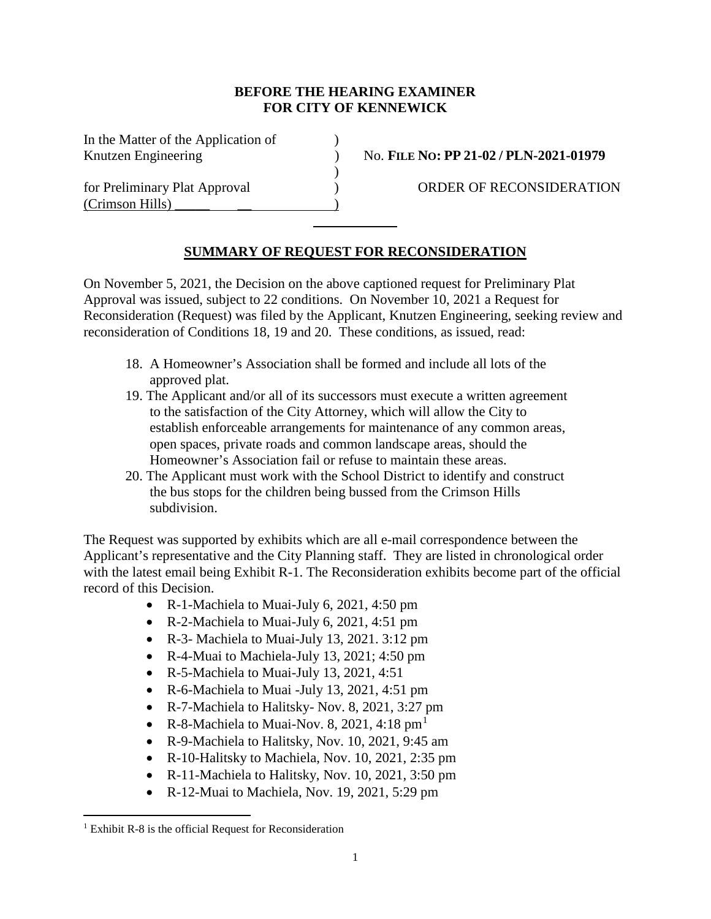**BEFORE THE HEARING EXAMINER**
**FOR CITY OF KENNEWICK**

| | | |
|---|---|---|
| In the Matter of the Application of | ) | |
| Knutzen Engineering | ) | No. **FILE NO: PP 21-02 / PLN-2021-01979** |
| | ) | |
| for Preliminary Plat Approval | ) | ORDER OF RECONSIDERATION |
| (Crimson Hills) _____ __ | ) | |

## SUMMARY OF REQUEST FOR RECONSIDERATION

On November 5, 2021, the Decision on the above captioned request for Preliminary Plat Approval was issued, subject to 22 conditions. On November 10, 2021 a Request for Reconsideration (Request) was filed by the Applicant, Knutzen Engineering, seeking review and reconsideration of Conditions 18, 19 and 20. These conditions, as issued, read:

18. A Homeowner's Association shall be formed and include all lots of the approved plat.
19. The Applicant and/or all of its successors must execute a written agreement to the satisfaction of the City Attorney, which will allow the City to establish enforceable arrangements for maintenance of any common areas, open spaces, private roads and common landscape areas, should the Homeowner's Association fail or refuse to maintain these areas.
20. The Applicant must work with the School District to identify and construct the bus stops for the children being bussed from the Crimson Hills subdivision.

The Request was supported by exhibits which are all e-mail correspondence between the Applicant's representative and the City Planning staff. They are listed in chronological order with the latest email being Exhibit R-1. The Reconsideration exhibits become part of the official record of this Decision.

- R-1-Machiela to Muai-July 6, 2021, 4:50 pm
- R-2-Machiela to Muai-July 6, 2021, 4:51 pm
- R-3- Machiela to Muai-July 13, 2021. 3:12 pm
- R-4-Muai to Machiela-July 13, 2021; 4:50 pm
- R-5-Machiela to Muai-July 13, 2021, 4:51
- R-6-Machiela to Muai -July 13, 2021, 4:51 pm
- R-7-Machiela to Halitsky- Nov. 8, 2021, 3:27 pm
- R-8-Machiela to Muai-Nov. 8, 2021, 4:18 pm[1]
- R-9-Machiela to Halitsky, Nov. 10, 2021, 9:45 am
- R-10-Halitsky to Machiela, Nov. 10, 2021, 2:35 pm
- R-11-Machiela to Halitsky, Nov. 10, 2021, 3:50 pm
- R-12-Muai to Machiela, Nov. 19, 2021, 5:29 pm

[1] Exhibit R-8 is the official Request for Reconsideration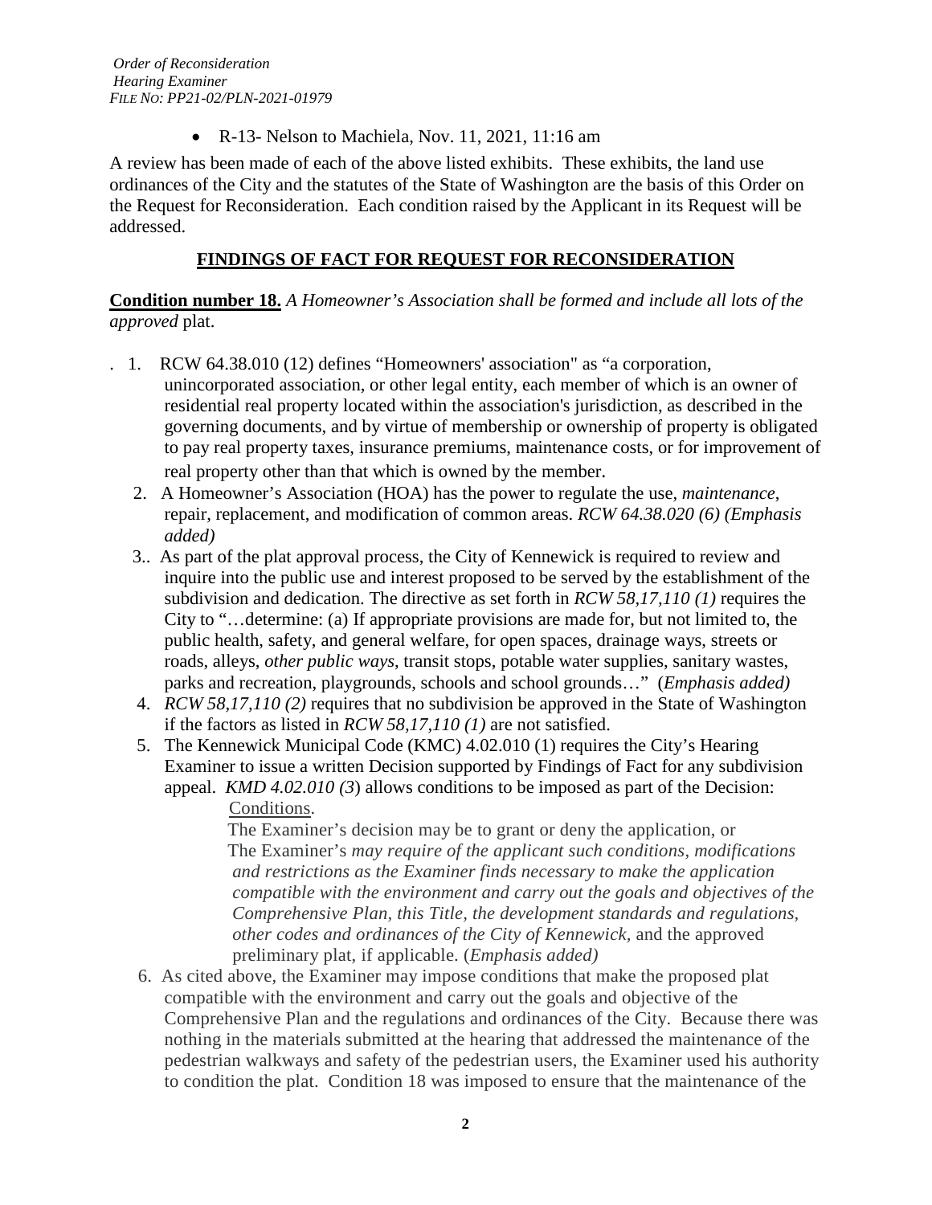- R-13- Nelson to Machiela, Nov. 11, 2021, 11:16 am

A review has been made of each of the above listed exhibits. These exhibits, the land use ordinances of the City and the statutes of the State of Washington are the basis of this Order on the Request for Reconsideration. Each condition raised by the Applicant in its Request will be addressed.

## FINDINGS OF FACT FOR REQUEST FOR RECONSIDERATION

**Condition number 18.** *A Homeowner's Association shall be formed and include all lots of the approved* plat.

1. RCW 64.38.010 (12) defines "Homeowners' association" as "a corporation, unincorporated association, or other legal entity, each member of which is an owner of residential real property located within the association's jurisdiction, as described in the governing documents, and by virtue of membership or ownership of property is obligated to pay real property taxes, insurance premiums, maintenance costs, or for improvement of real property other than that which is owned by the member.
2. A Homeowner's Association (HOA) has the power to regulate the use, *maintenance*, repair, replacement, and modification of common areas. *RCW 64.38.020 (6) (Emphasis added)*
3. As part of the plat approval process, the City of Kennewick is required to review and inquire into the public use and interest proposed to be served by the establishment of the subdivision and dedication. The directive as set forth in *RCW 58,17,110 (1)* requires the City to "…determine: (a) If appropriate provisions are made for, but not limited to, the public health, safety, and general welfare, for open spaces, drainage ways, streets or roads, alleys, *other public ways*, transit stops, potable water supplies, sanitary wastes, parks and recreation, playgrounds, schools and school grounds…" (*Emphasis added)*
4. *RCW 58,17,110 (2)* requires that no subdivision be approved in the State of Washington if the factors as listed in *RCW 58,17,110 (1)* are not satisfied.
5. The Kennewick Municipal Code (KMC) 4.02.010 (1) requires the City's Hearing Examiner to issue a written Decision supported by Findings of Fact for any subdivision appeal. *KMD 4.02.010 (3*) allows conditions to be imposed as part of the Decision:

   Conditions.

   The Examiner's decision may be to grant or deny the application, or The Examiner's *may require of the applicant such conditions, modifications and restrictions as the Examiner finds necessary to make the application compatible with the environment and carry out the goals and objectives of the Comprehensive Plan, this Title, the development standards and regulations, other codes and ordinances of the City of Kennewick,* and the approved preliminary plat, if applicable. (*Emphasis added)*
6. As cited above, the Examiner may impose conditions that make the proposed plat compatible with the environment and carry out the goals and objective of the Comprehensive Plan and the regulations and ordinances of the City. Because there was nothing in the materials submitted at the hearing that addressed the maintenance of the pedestrian walkways and safety of the pedestrian users, the Examiner used his authority to condition the plat. Condition 18 was imposed to ensure that the maintenance of the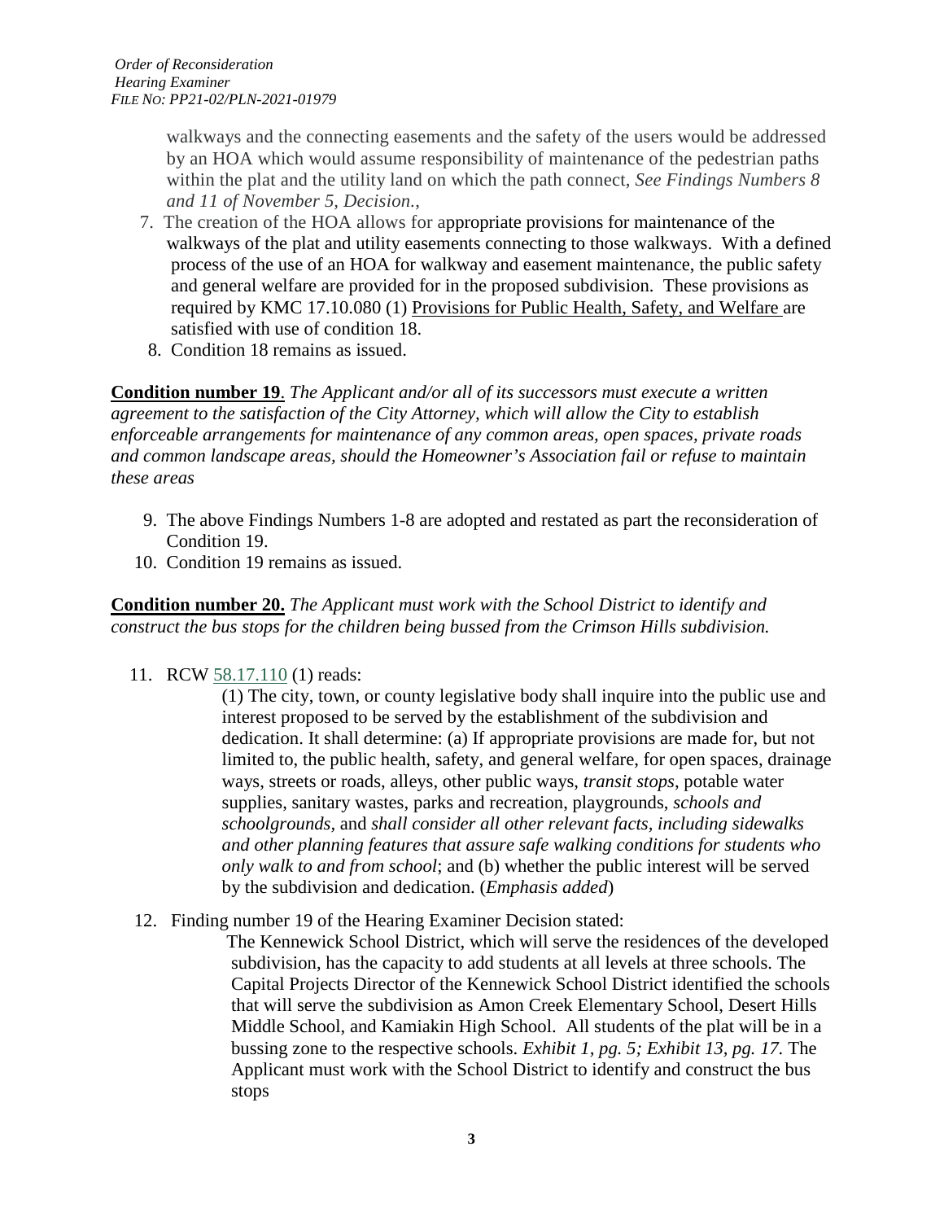walkways and the connecting easements and the safety of the users would be addressed by an HOA which would assume responsibility of maintenance of the pedestrian paths within the plat and the utility land on which the path connect, *See Findings Numbers 8 and 11 of November 5, Decision.*,

7. The creation of the HOA allows for appropriate provisions for maintenance of the walkways of the plat and utility easements connecting to those walkways. With a defined process of the use of an HOA for walkway and easement maintenance, the public safety and general welfare are provided for in the proposed subdivision. These provisions as required by KMC 17.10.080 (1) <u>Provisions for Public Health, Safety, and Welfare</u> are satisfied with use of condition 18.
8. Condition 18 remains as issued.

**<u>Condition number 19</u>**. *The Applicant and/or all of its successors must execute a written agreement to the satisfaction of the City Attorney, which will allow the City to establish enforceable arrangements for maintenance of any common areas, open spaces, private roads and common landscape areas, should the Homeowner's Association fail or refuse to maintain these areas*

9. The above Findings Numbers 1-8 are adopted and restated as part the reconsideration of Condition 19.
10. Condition 19 remains as issued.

**<u>Condition number 20.</u>** *The Applicant must work with the School District to identify and construct the bus stops for the children being bussed from the Crimson Hills subdivision.*

11. RCW 58.17.110 (1) reads:

    (1) The city, town, or county legislative body shall inquire into the public use and interest proposed to be served by the establishment of the subdivision and dedication. It shall determine: (a) If appropriate provisions are made for, but not limited to, the public health, safety, and general welfare, for open spaces, drainage ways, streets or roads, alleys, other public ways, *transit stops*, potable water supplies, sanitary wastes, parks and recreation, playgrounds, *schools and schoolgrounds*, and *shall consider all other relevant facts, including sidewalks and other planning features that assure safe walking conditions for students who only walk to and from school*; and (b) whether the public interest will be served by the subdivision and dedication. (*Emphasis added*)

12. Finding number 19 of the Hearing Examiner Decision stated:

    The Kennewick School District, which will serve the residences of the developed subdivision, has the capacity to add students at all levels at three schools. The Capital Projects Director of the Kennewick School District identified the schools that will serve the subdivision as Amon Creek Elementary School, Desert Hills Middle School, and Kamiakin High School. All students of the plat will be in a bussing zone to the respective schools. *Exhibit 1, pg. 5; Exhibit 13, pg. 17.* The Applicant must work with the School District to identify and construct the bus stops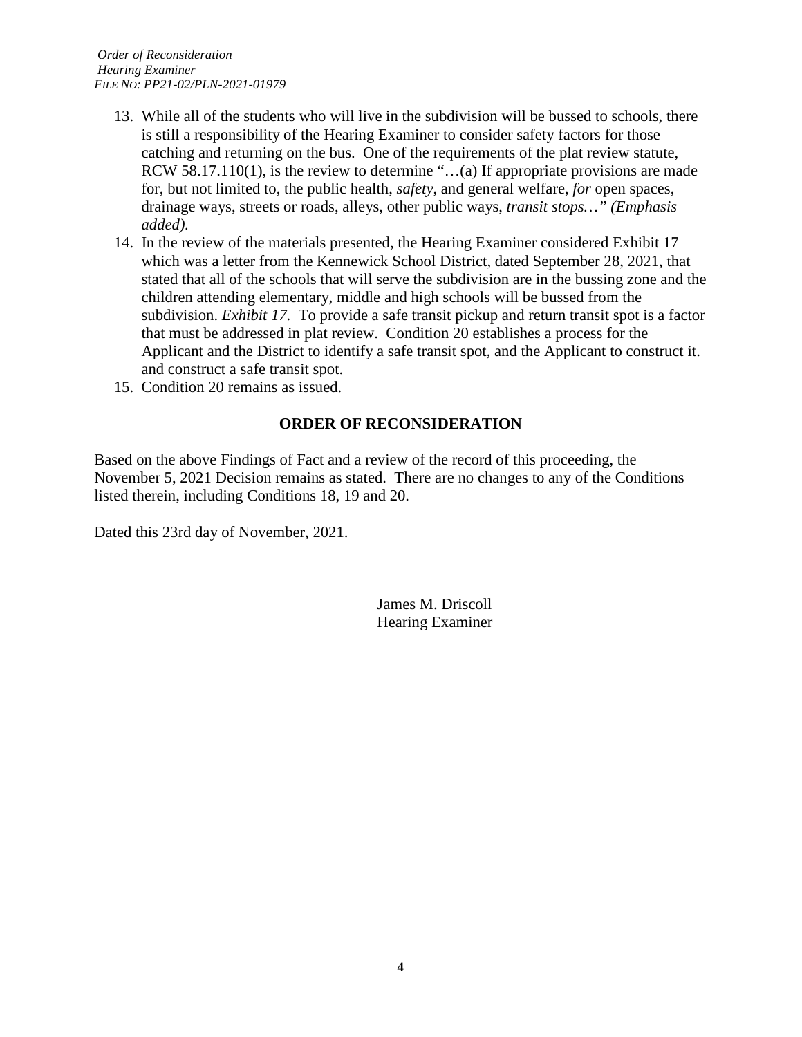13. While all of the students who will live in the subdivision will be bussed to schools, there is still a responsibility of the Hearing Examiner to consider safety factors for those catching and returning on the bus. One of the requirements of the plat review statute, RCW 58.17.110(1), is the review to determine "…(a) If appropriate provisions are made for, but not limited to, the public health, *safety*, and general welfare, *for* open spaces, drainage ways, streets or roads, alleys, other public ways, *transit stops…" (Emphasis added).*
14. In the review of the materials presented, the Hearing Examiner considered Exhibit 17 which was a letter from the Kennewick School District, dated September 28, 2021, that stated that all of the schools that will serve the subdivision are in the bussing zone and the children attending elementary, middle and high schools will be bussed from the subdivision. *Exhibit 17.* To provide a safe transit pickup and return transit spot is a factor that must be addressed in plat review. Condition 20 establishes a process for the Applicant and the District to identify a safe transit spot, and the Applicant to construct it. and construct a safe transit spot.
15. Condition 20 remains as issued.

## ORDER OF RECONSIDERATION

Based on the above Findings of Fact and a review of the record of this proceeding, the November 5, 2021 Decision remains as stated. There are no changes to any of the Conditions listed therein, including Conditions 18, 19 and 20.

Dated this 23rd day of November, 2021.

James M. Driscoll
Hearing Examiner